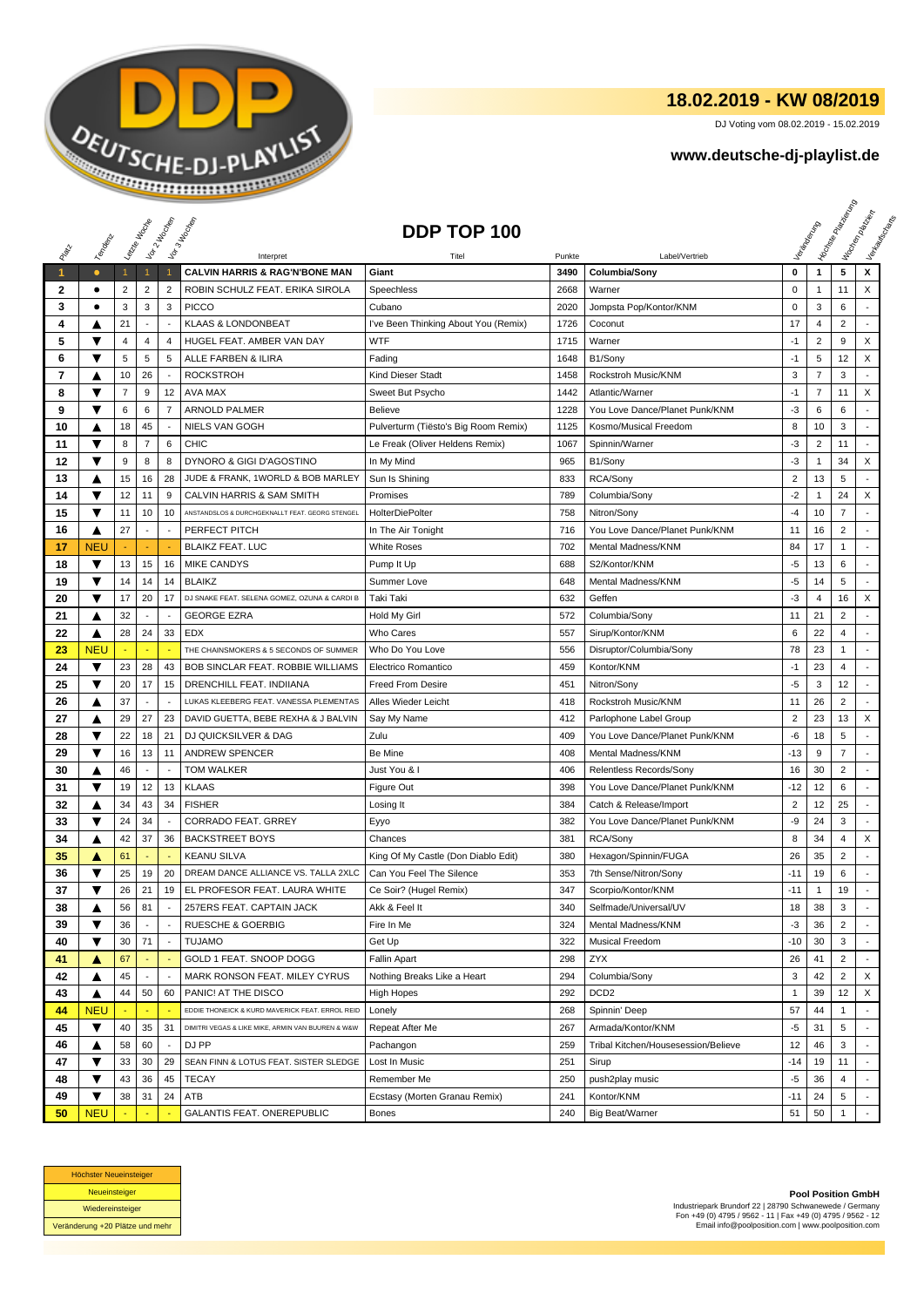# 18.02.2019 - KW 08/2019

DJ Voting vom 08.02.2019 - 15.02.2019

**www.deutsche-dj-playlist.de**

## DDP TOP 100

| Platz | Tendenz | Letzte Woche | Vor 2 Wochen | Vor 3 Wochen | Interpret | Titel | Punkte | Label/Vertrieb | Veränderung | Höchste Platzierung | Wochen platziert | Verkaufscharts |
|---|---|---|---|---|---|---|---|---|---|---|---|---|
| 1 | ● | 1 | 1 | 1 | **CALVIN HARRIS & RAG'N'BONE MAN** | **Giant** | **3490** | **Columbia/Sony** | **0** | **1** | **5** | **X** |
| 2 | ● | 2 | 2 | 2 | ROBIN SCHULZ FEAT. ERIKA SIROLA | Speechless | 2668 | Warner | 0 | 1 | 11 | X |
| 3 | ● | 3 | 3 | 3 | PICCO | Cubano | 2020 | Jompsta Pop/Kontor/KNM | 0 | 3 | 6 | - |
| 4 | ▲ | 21 | - | - | KLAAS & LONDONBEAT | I've Been Thinking About You (Remix) | 1726 | Coconut | 17 | 4 | 2 | - |
| 5 | ▼ | 4 | 4 | 4 | HUGEL FEAT. AMBER VAN DAY | WTF | 1715 | Warner | -1 | 2 | 9 | X |
| 6 | ▼ | 5 | 5 | 5 | ALLE FARBEN & ILIRA | Fading | 1648 | B1/Sony | -1 | 5 | 12 | X |
| 7 | ▲ | 10 | 26 | - | ROCKSTROH | Kind Dieser Stadt | 1458 | Rockstroh Music/KNM | 3 | 7 | 3 | - |
| 8 | ▼ | 7 | 9 | 12 | AVA MAX | Sweet But Psycho | 1442 | Atlantic/Warner | -1 | 2 | 11 | X |
| 9 | ▼ | 6 | 6 | 7 | ARNOLD PALMER | Believe | 1228 | You Love Dance/Planet Punk/KNM | -3 | 6 | 6 | - |
| 10 | ▲ | 18 | 45 | - | NIELS VAN GOGH | Pulverturm (Tiësto's Big Room Remix) | 1125 | Kosmo/Musical Freedom | 8 | 10 | 3 | - |
| 11 | ▼ | 8 | 7 | 6 | CHIC | Le Freak (Oliver Heldens Remix) | 1067 | Spinnin/Warner | -3 | 2 | 11 | - |
| 12 | ▼ | 9 | 8 | 8 | DYNORO & GIGI D'AGOSTINO | In My Mind | 965 | B1/Sony | -3 | 1 | 34 | X |
| 13 | ▲ | 15 | 16 | 28 | JUDE & FRANK, 1WORLD & BOB MARLEY | Sun Is Shining | 833 | RCA/Sony | 2 | 13 | 5 | - |
| 14 | ▼ | 12 | 11 | 9 | CALVIN HARRIS & SAM SMITH | Promises | 789 | Columbia/Sony | -2 | 1 | 24 | X |
| 15 | ▼ | 11 | 10 | 10 | ANSTANDSLOS & DURCHGEKNALLT FEAT. GEORG STENGEL | HolterDiePolter | 758 | Nitron/Sony | -4 | 10 | 7 | - |
| 16 | ▲ | 27 | - | - | PERFECT PITCH | In The Air Tonight | 716 | You Love Dance/Planet Punk/KNM | 11 | 16 | 2 | - |
| 17 | NEU | - | - | - | BLAIKZ FEAT. LUC | White Roses | 702 | Mental Madness/KNM | 84 | 17 | 1 | - |
| 18 | ▼ | 13 | 15 | 16 | MIKE CANDYS | Pump It Up | 688 | S2/Kontor/KNM | -5 | 13 | 6 | - |
| 19 | ▼ | 14 | 14 | 14 | BLAIKZ | Summer Love | 648 | Mental Madness/KNM | -5 | 14 | 5 | - |
| 20 | ▼ | 17 | 20 | 17 | DJ SNAKE FEAT. SELENA GOMEZ, OZUNA & CARDI B | Taki Taki | 632 | Geffen | -3 | 4 | 16 | X |
| 21 | ▲ | 32 | - | - | GEORGE EZRA | Hold My Girl | 572 | Columbia/Sony | 11 | 21 | 2 | - |
| 22 | ▲ | 28 | 24 | 33 | EDX | Who Cares | 557 | Sirup/Kontor/KNM | 6 | 22 | 4 | - |
| 23 | NEU | - | - | - | THE CHAINSMOKERS & 5 SECONDS OF SUMMER | Who Do You Love | 556 | Disruptor/Columbia/Sony | 78 | 23 | 1 | - |
| 24 | ▼ | 23 | 28 | 43 | BOB SINCLAR FEAT. ROBBIE WILLIAMS | Electrico Romantico | 459 | Kontor/KNM | -1 | 23 | 4 | - |
| 25 | ▼ | 20 | 17 | 15 | DRENCHILL FEAT. INDIIANA | Freed From Desire | 451 | Nitron/Sony | -5 | 3 | 12 | - |
| 26 | ▲ | 37 | - | - | LUKAS KLEEBERG FEAT. VANESSA PLEMENTAS | Alles Wieder Leicht | 418 | Rockstroh Music/KNM | 11 | 26 | 2 | - |
| 27 | ▲ | 29 | 27 | 23 | DAVID GUETTA, BEBE REXHA & J BALVIN | Say My Name | 412 | Parlophone Label Group | 2 | 23 | 13 | X |
| 28 | ▼ | 22 | 18 | 21 | DJ QUICKSILVER & DAG | Zulu | 409 | You Love Dance/Planet Punk/KNM | -6 | 18 | 5 | - |
| 29 | ▼ | 16 | 13 | 11 | ANDREW SPENCER | Be Mine | 408 | Mental Madness/KNM | -13 | 9 | 7 | - |
| 30 | ▲ | 46 | - | - | TOM WALKER | Just You & I | 406 | Relentless Records/Sony | 16 | 30 | 2 | - |
| 31 | ▼ | 19 | 12 | 13 | KLAAS | Figure Out | 398 | You Love Dance/Planet Punk/KNM | -12 | 12 | 6 | - |
| 32 | ▲ | 34 | 43 | 34 | FISHER | Losing It | 384 | Catch & Release/Import | 2 | 12 | 25 | - |
| 33 | ▼ | 24 | 34 | - | CORRADO FEAT. GRREY | Eyyo | 382 | You Love Dance/Planet Punk/KNM | -9 | 24 | 3 | - |
| 34 | ▲ | 42 | 37 | 36 | BACKSTREET BOYS | Chances | 381 | RCA/Sony | 8 | 34 | 4 | X |
| 35 | ▲ | 61 | - | - | KEANU SILVA | King Of My Castle (Don Diablo Edit) | 380 | Hexagon/Spinnin/FUGA | 26 | 35 | 2 | - |
| 36 | ▼ | 25 | 19 | 20 | DREAM DANCE ALLIANCE VS. TALLA 2XLC | Can You Feel The Silence | 353 | 7th Sense/Nitron/Sony | -11 | 19 | 6 | - |
| 37 | ▼ | 26 | 21 | 19 | EL PROFESOR FEAT. LAURA WHITE | Ce Soir? (Hugel Remix) | 347 | Scorpio/Kontor/KNM | -11 | 1 | 19 | - |
| 38 | ▲ | 56 | 81 | - | 257ERS FEAT. CAPTAIN JACK | Akk & Feel It | 340 | Selfmade/Universal/UV | 18 | 38 | 3 | - |
| 39 | ▼ | 36 | - | - | RUESCHE & GOERBIG | Fire In Me | 324 | Mental Madness/KNM | -3 | 36 | 2 | - |
| 40 | ▼ | 30 | 71 | - | TUJAMO | Get Up | 322 | Musical Freedom | -10 | 30 | 3 | - |
| 41 | ▲ | 67 | - | - | GOLD 1 FEAT. SNOOP DOGG | Fallin Apart | 298 | ZYX | 26 | 41 | 2 | - |
| 42 | ▲ | 45 | - | - | MARK RONSON FEAT. MILEY CYRUS | Nothing Breaks Like a Heart | 294 | Columbia/Sony | 3 | 42 | 2 | X |
| 43 | ▲ | 44 | 50 | 60 | PANIC! AT THE DISCO | High Hopes | 292 | DCD2 | 1 | 39 | 12 | X |
| 44 | NEU | - | - | - | EDDIE THONEICK & KURD MAVERICK FEAT. ERROL REID | Lonely | 268 | Spinnin' Deep | 57 | 44 | 1 | - |
| 45 | ▼ | 40 | 35 | 31 | DIMITRI VEGAS & LIKE MIKE, ARMIN VAN BUUREN & W&W | Repeat After Me | 267 | Armada/Kontor/KNM | -5 | 31 | 5 | - |
| 46 | ▲ | 58 | 60 | - | DJ PP | Pachangon | 259 | Tribal Kitchen/Housesession/Believe | 12 | 46 | 3 | - |
| 47 | ▼ | 33 | 30 | 29 | SEAN FINN & LOTUS FEAT. SISTER SLEDGE | Lost In Music | 251 | Sirup | -14 | 19 | 11 | - |
| 48 | ▼ | 43 | 36 | 45 | TECAY | Remember Me | 250 | push2play music | -5 | 36 | 4 | - |
| 49 | ▼ | 38 | 31 | 24 | ATB | Ecstasy (Morten Granau Remix) | 241 | Kontor/KNM | -11 | 24 | 5 | - |
| 50 | NEU | - | - | - | GALANTIS FEAT. ONEREPUBLIC | Bones | 240 | Big Beat/Warner | 51 | 50 | 1 | - |

| Legende |
|---|
| Höchster Neueinsteiger |
| Neueinsteiger |
| Wiedereinsteiger |
| Veränderung +20 Plätze und mehr |

**Pool Position GmbH**
Industriepark Brundorf 22 | 28790 Schwanewede / Germany
Fon +49 (0) 4795 / 9562 - 11 | Fax +49 (0) 4795 / 9562 - 12
Email info@poolposition.com | www.poolposition.com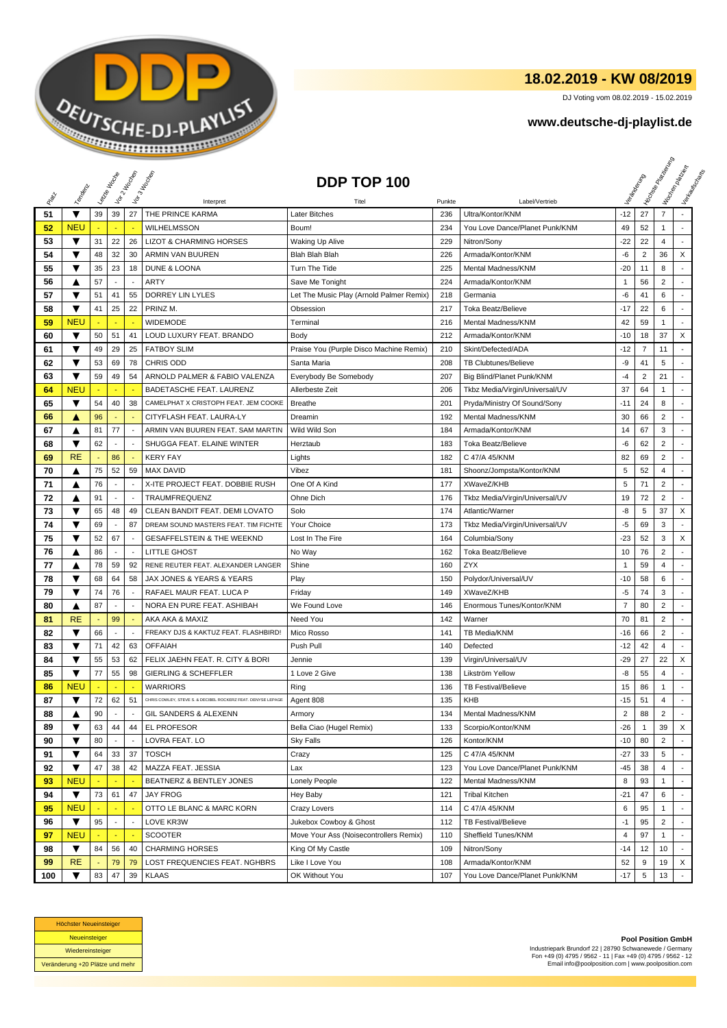# 18.02.2019 - KW 08/2019

DJ Voting vom 08.02.2019 - 15.02.2019

**www.deutsche-dj-playlist.de**

## DDP TOP 100

| Platz | Tendenz | Letzte Woche | Vor 2 Wochen | Vor 3 Wochen | Interpret | Titel | Punkte | Label/Vertrieb | Veränderung | Höchste Platzierung | Wochen platziert | Verkaufscharts |
|---|---|---|---|---|---|---|---|---|---|---|---|---|
| 51 | ▼ | 39 | 39 | 27 | THE PRINCE KARMA | Later Bitches | 236 | Ultra/Kontor/KNM | -12 | 27 | 7 | - |
| 52 | NEU | - | - | - | WILHELMSSON | Boum! | 234 | You Love Dance/Planet Punk/KNM | 49 | 52 | 1 | - |
| 53 | ▼ | 31 | 22 | 26 | LIZOT & CHARMING HORSES | Waking Up Alive | 229 | Nitron/Sony | -22 | 22 | 4 | - |
| 54 | ▼ | 48 | 32 | 30 | ARMIN VAN BUUREN | Blah Blah Blah | 226 | Armada/Kontor/KNM | -6 | 2 | 36 | X |
| 55 | ▼ | 35 | 23 | 18 | DUNE & LOONA | Turn The Tide | 225 | Mental Madness/KNM | -20 | 11 | 8 | - |
| 56 | ▲ | 57 | - | - | ARTY | Save Me Tonight | 224 | Armada/Kontor/KNM | 1 | 56 | 2 | - |
| 57 | ▼ | 51 | 41 | 55 | DORREY LIN LYLES | Let The Music Play (Arnold Palmer Remix) | 218 | Germania | -6 | 41 | 6 | - |
| 58 | ▼ | 41 | 25 | 22 | PRINZ M. | Obsession | 217 | Toka Beatz/Believe | -17 | 22 | 6 | - |
| 59 | NEU | - | - | - | WIDEMODE | Terminal | 216 | Mental Madness/KNM | 42 | 59 | 1 | - |
| 60 | ▼ | 50 | 51 | 41 | LOUD LUXURY FEAT. BRANDO | Body | 212 | Armada/Kontor/KNM | -10 | 18 | 37 | X |
| 61 | ▼ | 49 | 29 | 25 | FATBOY SLIM | Praise You (Purple Disco Machine Remix) | 210 | Skint/Defected/ADA | -12 | 7 | 11 | - |
| 62 | ▼ | 53 | 69 | 78 | CHRIS ODD | Santa Maria | 208 | TB Clubtunes/Believe | -9 | 41 | 5 | - |
| 63 | ▼ | 59 | 49 | 54 | ARNOLD PALMER & FABIO VALENZA | Everybody Be Somebody | 207 | Big Blind/Planet Punk/KNM | -4 | 2 | 21 | - |
| 64 | NEU | - | - | - | BADETASCHE FEAT. LAURENZ | Allerbeste Zeit | 206 | Tkbz Media/Virgin/Universal/UV | 37 | 64 | 1 | - |
| 65 | ▼ | 54 | 40 | 38 | CAMELPHAT X CRISTOPH FEAT. JEM COOKE | Breathe | 201 | Pryda/Ministry Of Sound/Sony | -11 | 24 | 8 | - |
| 66 | ▲ | 96 | - | - | CITYFLASH FEAT. LAURA-LY | Dreamin | 192 | Mental Madness/KNM | 30 | 66 | 2 | - |
| 67 | ▲ | 81 | 77 | - | ARMIN VAN BUUREN FEAT. SAM MARTIN | Wild Wild Son | 184 | Armada/Kontor/KNM | 14 | 67 | 3 | - |
| 68 | ▼ | 62 | - | - | SHUGGA FEAT. ELAINE WINTER | Herztaub | 183 | Toka Beatz/Believe | -6 | 62 | 2 | - |
| 69 | RE | - | 86 | - | KERY FAY | Lights | 182 | C 47/A 45/KNM | 82 | 69 | 2 | - |
| 70 | ▲ | 75 | 52 | 59 | MAX DAVID | Vibez | 181 | Shoonz/Jompsta/Kontor/KNM | 5 | 52 | 4 | - |
| 71 | ▲ | 76 | - | - | X-ITE PROJECT FEAT. DOBBIE RUSH | One Of A Kind | 177 | XWaveZ/KHB | 5 | 71 | 2 | - |
| 72 | ▲ | 91 | - | - | TRAUMFREQUENZ | Ohne Dich | 176 | Tkbz Media/Virgin/Universal/UV | 19 | 72 | 2 | - |
| 73 | ▼ | 65 | 48 | 49 | CLEAN BANDIT FEAT. DEMI LOVATO | Solo | 174 | Atlantic/Warner | -8 | 5 | 37 | X |
| 74 | ▼ | 69 | - | 87 | DREAM SOUND MASTERS FEAT. TIM FICHTE | Your Choice | 173 | Tkbz Media/Virgin/Universal/UV | -5 | 69 | 3 | - |
| 75 | ▼ | 52 | 67 | - | GESAFFELSTEIN & THE WEEKND | Lost In The Fire | 164 | Columbia/Sony | -23 | 52 | 3 | X |
| 76 | ▲ | 86 | - | - | LITTLE GHOST | No Way | 162 | Toka Beatz/Believe | 10 | 76 | 2 | - |
| 77 | ▲ | 78 | 59 | 92 | RENE REUTER FEAT. ALEXANDER LANGER | Shine | 160 | ZYX | 1 | 59 | 4 | - |
| 78 | ▼ | 68 | 64 | 58 | JAX JONES & YEARS & YEARS | Play | 150 | Polydor/Universal/UV | -10 | 58 | 6 | - |
| 79 | ▼ | 74 | 76 | - | RAFAEL MAUR FEAT. LUCA P | Friday | 149 | XWaveZ/KHB | -5 | 74 | 3 | - |
| 80 | ▲ | 87 | - | - | NORA EN PURE FEAT. ASHIBAH | We Found Love | 146 | Enormous Tunes/Kontor/KNM | 7 | 80 | 2 | - |
| 81 | RE | - | 99 | - | AKA AKA & MAXIZ | Need You | 142 | Warner | 70 | 81 | 2 | - |
| 82 | ▼ | 66 | - | - | FREAKY DJS & KAKTUZ FEAT. FLASHBIRD! | Mico Rosso | 141 | TB Media/KNM | -16 | 66 | 2 | - |
| 83 | ▼ | 71 | 42 | 63 | OFFAIAH | Push Pull | 140 | Defected | -12 | 42 | 4 | - |
| 84 | ▼ | 55 | 53 | 62 | FELIX JAEHN FEAT. R. CITY & BORI | Jennie | 139 | Virgin/Universal/UV | -29 | 27 | 22 | X |
| 85 | ▼ | 77 | 55 | 98 | GIERLING & SCHEFFLER | 1 Love 2 Give | 138 | Likström Yellow | -8 | 55 | 4 | - |
| 86 | NEU | - | - | - | WARRIORS | Ring | 136 | TB Festival/Believe | 15 | 86 | 1 | - |
| 87 | ▼ | 72 | 62 | 51 | CHRIS COWLEY, STEVE S. & DECIBEL ROCKERZ FEAT. DENYSE LEPAGE | Agent 808 | 135 | KHB | -15 | 51 | 4 | - |
| 88 | ▲ | 90 | - | - | GIL SANDERS & ALEXENN | Armory | 134 | Mental Madness/KNM | 2 | 88 | 2 | - |
| 89 | ▼ | 63 | 44 | 44 | EL PROFESOR | Bella Ciao (Hugel Remix) | 133 | Scorpio/Kontor/KNM | -26 | 1 | 39 | X |
| 90 | ▼ | 80 | - | - | LOVRA FEAT. LO | Sky Falls | 126 | Kontor/KNM | -10 | 80 | 2 | - |
| 91 | ▼ | 64 | 33 | 37 | TOSCH | Crazy | 125 | C 47/A 45/KNM | -27 | 33 | 5 | - |
| 92 | ▼ | 47 | 38 | 42 | MAZZA FEAT. JESSIA | Lax | 123 | You Love Dance/Planet Punk/KNM | -45 | 38 | 4 | - |
| 93 | NEU | - | - | - | BEATNERZ & BENTLEY JONES | Lonely People | 122 | Mental Madness/KNM | 8 | 93 | 1 | - |
| 94 | ▼ | 73 | 61 | 47 | JAY FROG | Hey Baby | 121 | Tribal Kitchen | -21 | 47 | 6 | - |
| 95 | NEU | - | - | - | OTTO LE BLANC & MARC KORN | Crazy Lovers | 114 | C 47/A 45/KNM | 6 | 95 | 1 | - |
| 96 | ▼ | 95 | - | - | LOVE KR3W | Jukebox Cowboy & Ghost | 112 | TB Festival/Believe | -1 | 95 | 2 | - |
| 97 | NEU | - | - | - | SCOOTER | Move Your Ass (Noisecontrollers Remix) | 110 | Sheffield Tunes/KNM | 4 | 97 | 1 | - |
| 98 | ▼ | 84 | 56 | 40 | CHARMING HORSES | King Of My Castle | 109 | Nitron/Sony | -14 | 12 | 10 | - |
| 99 | RE | - | 79 | 79 | LOST FREQUENCIES FEAT. NGHBRS | Like I Love You | 108 | Armada/Kontor/KNM | 52 | 9 | 19 | X |
| 100 | ▼ | 83 | 47 | 39 | KLAAS | OK Without You | 107 | You Love Dance/Planet Punk/KNM | -17 | 5 | 13 | - |

Höchster Neueinsteiger
Neueinsteiger
Wiedereinsteiger
Veränderung +20 Plätze und mehr

**Pool Position GmbH**
Industriepark Brundorf 22 | 28790 Schwanewede / Germany
Fon +49 (0) 4795 / 9562 - 11 | Fax +49 (0) 4795 / 9562 - 12
Email info@poolposition.com | www.poolposition.com